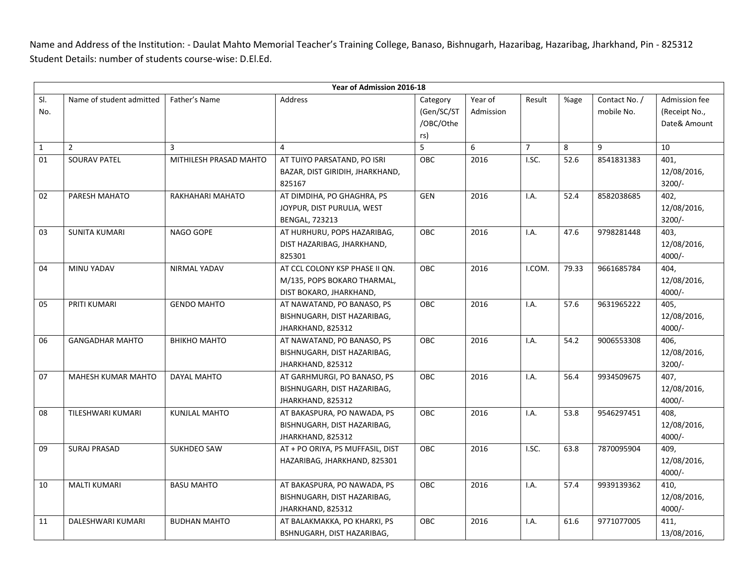Name and Address of the Institution: - Daulat Mahto Memorial Teacher's Training College, Banaso, Bishnugarh, Hazaribag, Hazaribag, Jharkhand, Pin - 825312
Student Details: number of students course-wise: D.El.Ed.

| Year of Admission 2016-18 | | | | | | | | | |
|---|---|---|---|---|---|---|---|---|---|
| Sl. No. | Name of student admitted | Father's Name | Address | Category (Gen/SC/ST /OBC/Others) | Year of Admission | Result | %age | Contact No. / mobile No. | Admission fee (Receipt No., Date& Amount |
| 1 | 2 | 3 | 4 | 5 | 6 | 7 | 8 | 9 | 10 |
| 01 | SOURAV PATEL | MITHILESH PRASAD MAHTO | AT TUIYO PARSATAND, PO ISRI BAZAR, DIST GIRIDIH, JHARKHAND, 825167 | OBC | 2016 | I.SC. | 52.6 | 8541831383 | 401, 12/08/2016, 3200/- |
| 02 | PARESH MAHATO | RAKHAHARI MAHATO | AT DIMDIHA, PO GHAGHRA, PS JOYPUR, DIST PURULIA, WEST BENGAL, 723213 | GEN | 2016 | I.A. | 52.4 | 8582038685 | 402, 12/08/2016, 3200/- |
| 03 | SUNITA KUMARI | NAGO GOPE | AT HURHURU, POPS HAZARIBAG, DIST HAZARIBAG, JHARKHAND, 825301 | OBC | 2016 | I.A. | 47.6 | 9798281448 | 403, 12/08/2016, 4000/- |
| 04 | MINU YADAV | NIRMAL YADAV | AT CCL COLONY KSP PHASE II QN. M/135, POPS BOKARO THARMAL, DIST BOKARO, JHARKHAND, | OBC | 2016 | I.COM. | 79.33 | 9661685784 | 404, 12/08/2016, 4000/- |
| 05 | PRITI KUMARI | GENDO MAHTO | AT NAWATAND, PO BANASO, PS BISHNUGARH, DIST HAZARIBAG, JHARKHAND, 825312 | OBC | 2016 | I.A. | 57.6 | 9631965222 | 405, 12/08/2016, 4000/- |
| 06 | GANGADHAR MAHTO | BHIKHO MAHTO | AT NAWATAND, PO BANASO, PS BISHNUGARH, DIST HAZARIBAG, JHARKHAND, 825312 | OBC | 2016 | I.A. | 54.2 | 9006553308 | 406, 12/08/2016, 3200/- |
| 07 | MAHESH KUMAR MAHTO | DAYAL MAHTO | AT GARHMURGI, PO BANASO, PS BISHNUGARH, DIST HAZARIBAG, JHARKHAND, 825312 | OBC | 2016 | I.A. | 56.4 | 9934509675 | 407, 12/08/2016, 4000/- |
| 08 | TILESHWARI KUMARI | KUNJLAL MAHTO | AT BAKASPURA, PO NAWADA, PS BISHNUGARH, DIST HAZARIBAG, JHARKHAND, 825312 | OBC | 2016 | I.A. | 53.8 | 9546297451 | 408, 12/08/2016, 4000/- |
| 09 | SURAJ PRASAD | SUKHDEO SAW | AT + PO ORIYA, PS MUFFASIL, DIST HAZARIBAG, JHARKHAND, 825301 | OBC | 2016 | I.SC. | 63.8 | 7870095904 | 409, 12/08/2016, 4000/- |
| 10 | MALTI KUMARI | BASU MAHTO | AT BAKASPURA, PO NAWADA, PS BISHNUGARH, DIST HAZARIBAG, JHARKHAND, 825312 | OBC | 2016 | I.A. | 57.4 | 9939139362 | 410, 12/08/2016, 4000/- |
| 11 | DALESHWARI KUMARI | BUDHAN MAHTO | AT BALAKMAKKA, PO KHARKI, PS BSHNUGARH, DIST HAZARIBAG, | OBC | 2016 | I.A. | 61.6 | 9771077005 | 411, 13/08/2016, |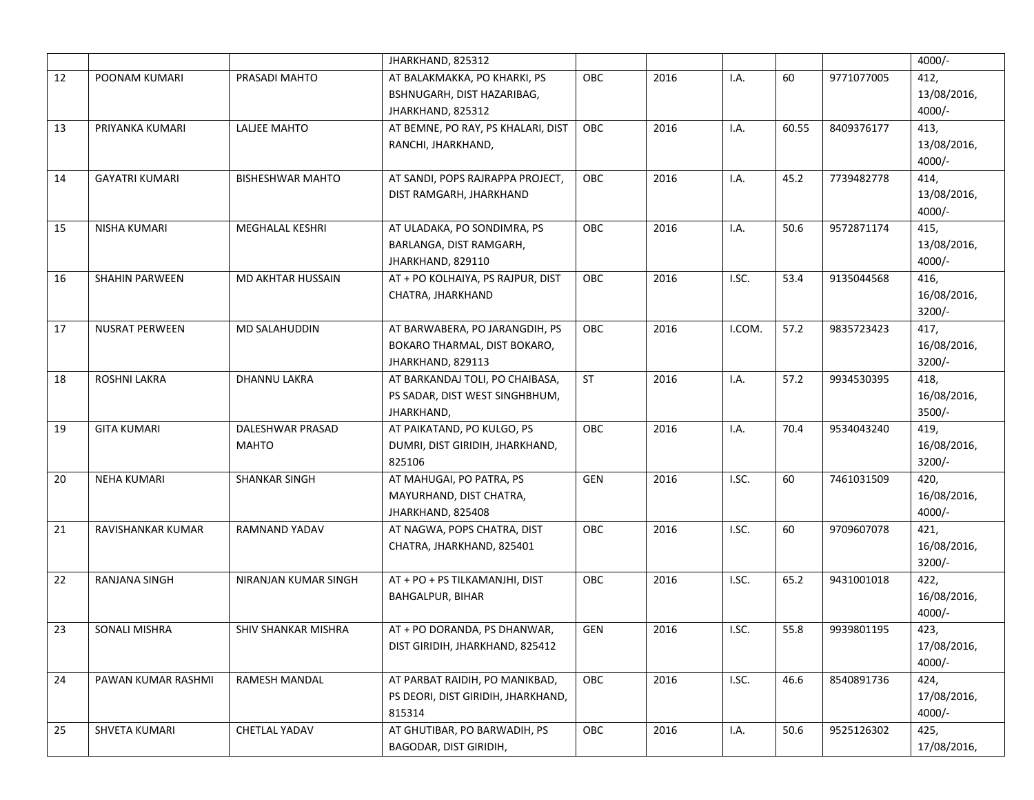| | | | JHARKHAND, 825312 | | | | | | 4000/- |
|---|---|---|---|---|---|---|---|---|---|
| 12 | POONAM KUMARI | PRASADI MAHTO | AT BALAKMAKKA, PO KHARKI, PS BSHNUGARH, DIST HAZARIBAG, JHARKHAND, 825312 | OBC | 2016 | I.A. | 60 | 9771077005 | 412, 13/08/2016, 4000/- |
| 13 | PRIYANKA KUMARI | LALJEE MAHTO | AT BEMNE, PO RAY, PS KHALARI, DIST RANCHI, JHARKHAND, | OBC | 2016 | I.A. | 60.55 | 8409376177 | 413, 13/08/2016, 4000/- |
| 14 | GAYATRI KUMARI | BISHESHWAR MAHTO | AT SANDI, POPS RAJRAPPA PROJECT, DIST RAMGARH, JHARKHAND | OBC | 2016 | I.A. | 45.2 | 7739482778 | 414, 13/08/2016, 4000/- |
| 15 | NISHA KUMARI | MEGHALAL KESHRI | AT ULADAKA, PO SONDIMRA, PS BARLANGA, DIST RAMGARH, JHARKHAND, 829110 | OBC | 2016 | I.A. | 50.6 | 9572871174 | 415, 13/08/2016, 4000/- |
| 16 | SHAHIN PARWEEN | MD AKHTAR HUSSAIN | AT + PO KOLHAIYA, PS RAJPUR, DIST CHATRA, JHARKHAND | OBC | 2016 | I.SC. | 53.4 | 9135044568 | 416, 16/08/2016, 3200/- |
| 17 | NUSRAT PERWEEN | MD SALAHUDDIN | AT BARWABERA, PO JARANGDIH, PS BOKARO THARMAL, DIST BOKARO, JHARKHAND, 829113 | OBC | 2016 | I.COM. | 57.2 | 9835723423 | 417, 16/08/2016, 3200/- |
| 18 | ROSHNI LAKRA | DHANNU LAKRA | AT BARKANDAJ TOLI, PO CHAIBASA, PS SADAR, DIST WEST SINGHBHUM, JHARKHAND, | ST | 2016 | I.A. | 57.2 | 9934530395 | 418, 16/08/2016, 3500/- |
| 19 | GITA KUMARI | DALESHWAR PRASAD MAHTO | AT PAIKATAND, PO KULGO, PS DUMRI, DIST GIRIDIH, JHARKHAND, 825106 | OBC | 2016 | I.A. | 70.4 | 9534043240 | 419, 16/08/2016, 3200/- |
| 20 | NEHA KUMARI | SHANKAR SINGH | AT MAHUGAI, PO PATRA, PS MAYURHAND, DIST CHATRA, JHARKHAND, 825408 | GEN | 2016 | I.SC. | 60 | 7461031509 | 420, 16/08/2016, 4000/- |
| 21 | RAVISHANKAR KUMAR | RAMNAND YADAV | AT NAGWA, POPS CHATRA, DIST CHATRA, JHARKHAND, 825401 | OBC | 2016 | I.SC. | 60 | 9709607078 | 421, 16/08/2016, 3200/- |
| 22 | RANJANA SINGH | NIRANJAN KUMAR SINGH | AT + PO + PS TILKAMANJHI, DIST BAHGALPUR, BIHAR | OBC | 2016 | I.SC. | 65.2 | 9431001018 | 422, 16/08/2016, 4000/- |
| 23 | SONALI MISHRA | SHIV SHANKAR MISHRA | AT + PO DORANDA, PS DHANWAR, DIST GIRIDIH, JHARKHAND, 825412 | GEN | 2016 | I.SC. | 55.8 | 9939801195 | 423, 17/08/2016, 4000/- |
| 24 | PAWAN KUMAR RASHMI | RAMESH MANDAL | AT PARBAT RAIDIH, PO MANIKBAD, PS DEORI, DIST GIRIDIH, JHARKHAND, 815314 | OBC | 2016 | I.SC. | 46.6 | 8540891736 | 424, 17/08/2016, 4000/- |
| 25 | SHVETA KUMARI | CHETLAL YADAV | AT GHUTIBAR, PO BARWADIH, PS BAGODAR, DIST GIRIDIH, | OBC | 2016 | I.A. | 50.6 | 9525126302 | 425, 17/08/2016, |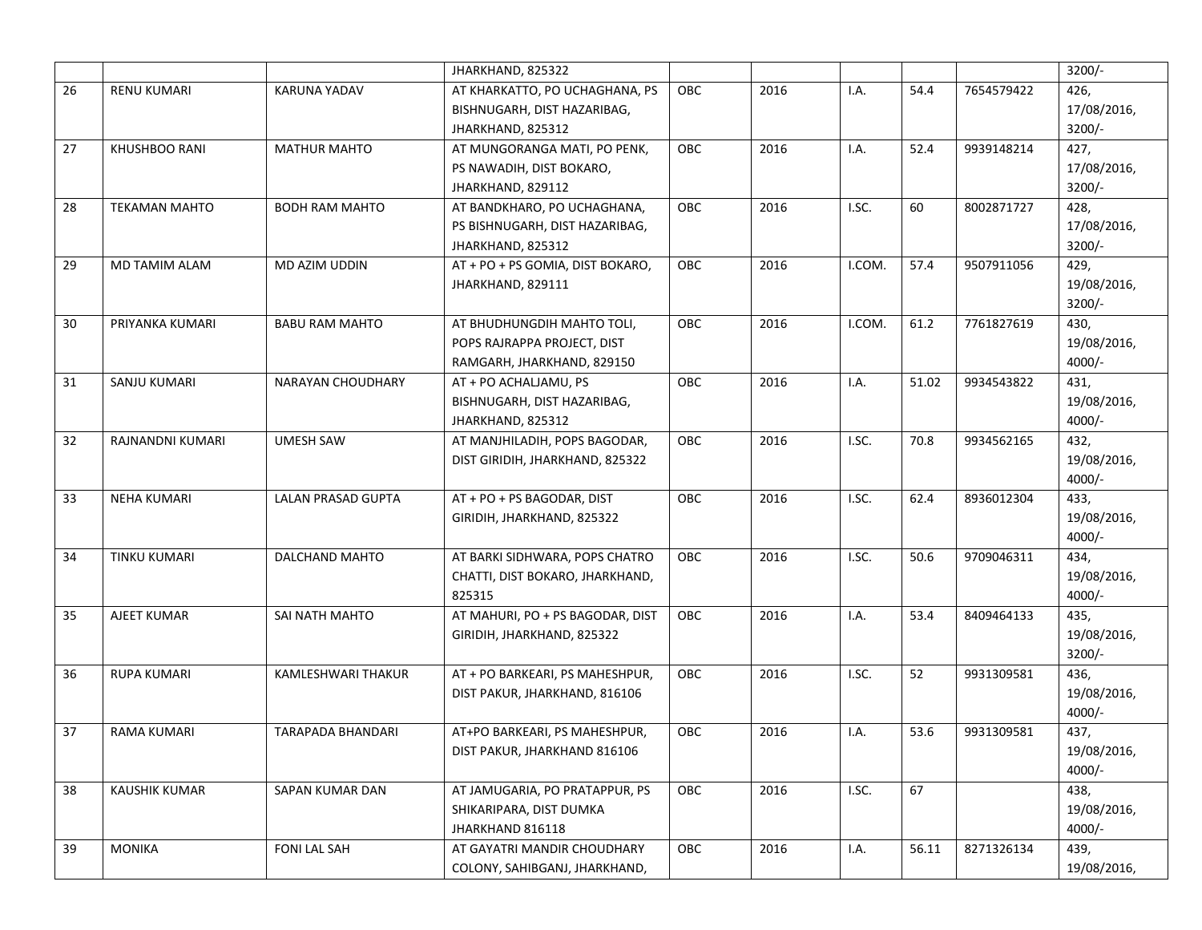| | | | | | | | | | |
|---|---|---|---|---|---|---|---|---|---|
| | | | JHARKHAND, 825322 | | | | | | 3200/- |
| 26 | RENU KUMARI | KARUNA YADAV | AT KHARKATTO, PO UCHAGHANA, PS BISHNUGARH, DIST HAZARIBAG, JHARKHAND, 825312 | OBC | 2016 | I.A. | 54.4 | 7654579422 | 426, 17/08/2016, 3200/- |
| 27 | KHUSHBOO RANI | MATHUR MAHTO | AT MUNGORANGA MATI, PO PENK, PS NAWADIH, DIST BOKARO, JHARKHAND, 829112 | OBC | 2016 | I.A. | 52.4 | 9939148214 | 427, 17/08/2016, 3200/- |
| 28 | TEKAMAN MAHTO | BODH RAM MAHTO | AT BANDKHARO, PO UCHAGHANA, PS BISHNUGARH, DIST HAZARIBAG, JHARKHAND, 825312 | OBC | 2016 | I.SC. | 60 | 8002871727 | 428, 17/08/2016, 3200/- |
| 29 | MD TAMIM ALAM | MD AZIM UDDIN | AT + PO + PS GOMIA, DIST BOKARO, JHARKHAND, 829111 | OBC | 2016 | I.COM. | 57.4 | 9507911056 | 429, 19/08/2016, 3200/- |
| 30 | PRIYANKA KUMARI | BABU RAM MAHTO | AT BHUDHUNGDIH MAHTO TOLI, POPS RAJRAPPA PROJECT, DIST RAMGARH, JHARKHAND, 829150 | OBC | 2016 | I.COM. | 61.2 | 7761827619 | 430, 19/08/2016, 4000/- |
| 31 | SANJU KUMARI | NARAYAN CHOUDHARY | AT + PO ACHALJAMU, PS BISHNUGARH, DIST HAZARIBAG, JHARKHAND, 825312 | OBC | 2016 | I.A. | 51.02 | 9934543822 | 431, 19/08/2016, 4000/- |
| 32 | RAJNANDNI KUMARI | UMESH SAW | AT MANJHILADIH, POPS BAGODAR, DIST GIRIDIH, JHARKHAND, 825322 | OBC | 2016 | I.SC. | 70.8 | 9934562165 | 432, 19/08/2016, 4000/- |
| 33 | NEHA KUMARI | LALAN PRASAD GUPTA | AT + PO + PS BAGODAR, DIST GIRIDIH, JHARKHAND, 825322 | OBC | 2016 | I.SC. | 62.4 | 8936012304 | 433, 19/08/2016, 4000/- |
| 34 | TINKU KUMARI | DALCHAND MAHTO | AT BARKI SIDHWARA, POPS CHATRO CHATTI, DIST BOKARO, JHARKHAND, 825315 | OBC | 2016 | I.SC. | 50.6 | 9709046311 | 434, 19/08/2016, 4000/- |
| 35 | AJEET KUMAR | SAI NATH MAHTO | AT MAHURI, PO + PS BAGODAR, DIST GIRIDIH, JHARKHAND, 825322 | OBC | 2016 | I.A. | 53.4 | 8409464133 | 435, 19/08/2016, 3200/- |
| 36 | RUPA KUMARI | KAMLESHWARI THAKUR | AT + PO BARKEARI, PS MAHESHPUR, DIST PAKUR, JHARKHAND, 816106 | OBC | 2016 | I.SC. | 52 | 9931309581 | 436, 19/08/2016, 4000/- |
| 37 | RAMA KUMARI | TARAPADA BHANDARI | AT+PO BARKEARI, PS MAHESHPUR, DIST PAKUR, JHARKHAND 816106 | OBC | 2016 | I.A. | 53.6 | 9931309581 | 437, 19/08/2016, 4000/- |
| 38 | KAUSHIK KUMAR | SAPAN KUMAR DAN | AT JAMUGARIA, PO PRATAPPUR, PS SHIKARIPARA, DIST DUMKA JHARKHAND 816118 | OBC | 2016 | I.SC. | 67 | | 438, 19/08/2016, 4000/- |
| 39 | MONIKA | FONI LAL SAH | AT GAYATRI MANDIR CHOUDHARY COLONY, SAHIBGANJ, JHARKHAND, | OBC | 2016 | I.A. | 56.11 | 8271326134 | 439, 19/08/2016, |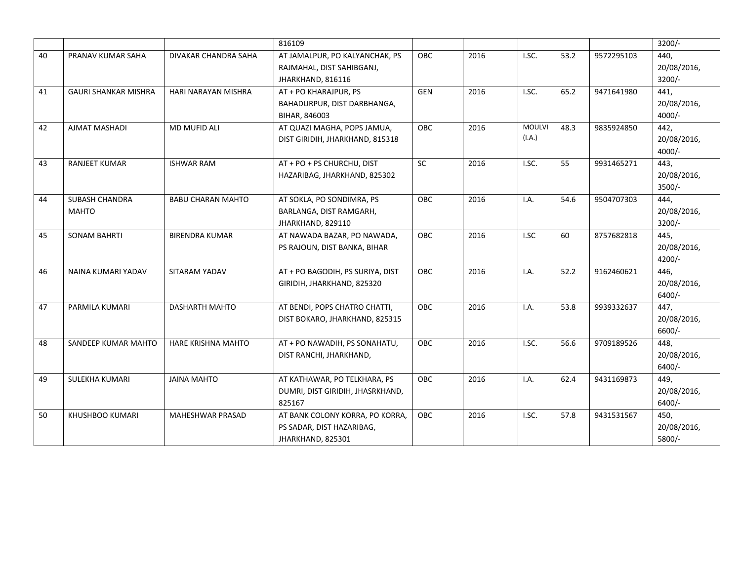| | | | | | | | | | |
|---|---|---|---|---|---|---|---|---|---|
| | | | 816109 | | | | | | 3200/- |
| 40 | PRANAV KUMAR SAHA | DIVAKAR CHANDRA SAHA | AT JAMALPUR, PO KALYANCHAK, PS RAJMAHAL, DIST SAHIBGANJ, JHARKHAND, 816116 | OBC | 2016 | I.SC. | 53.2 | 9572295103 | 440, 20/08/2016, 3200/- |
| 41 | GAURI SHANKAR MISHRA | HARI NARAYAN MISHRA | AT + PO KHARAJPUR, PS BAHADURPUR, DIST DARBHANGA, BIHAR, 846003 | GEN | 2016 | I.SC. | 65.2 | 9471641980 | 441, 20/08/2016, 4000/- |
| 42 | AJMAT MASHADI | MD MUFID ALI | AT QUAZI MAGHA, POPS JAMUA, DIST GIRIDIH, JHARKHAND, 815318 | OBC | 2016 | MOULVI (I.A.) | 48.3 | 9835924850 | 442, 20/08/2016, 4000/- |
| 43 | RANJEET KUMAR | ISHWAR RAM | AT + PO + PS CHURCHU, DIST HAZARIBAG, JHARKHAND, 825302 | SC | 2016 | I.SC. | 55 | 9931465271 | 443, 20/08/2016, 3500/- |
| 44 | SUBASH CHANDRA MAHTO | BABU CHARAN MAHTO | AT SOKLA, PO SONDIMRA, PS BARLANGA, DIST RAMGARH, JHARKHAND, 829110 | OBC | 2016 | I.A. | 54.6 | 9504707303 | 444, 20/08/2016, 3200/- |
| 45 | SONAM BAHRTI | BIRENDRA KUMAR | AT NAWADA BAZAR, PO NAWADA, PS RAJOUN, DIST BANKA, BIHAR | OBC | 2016 | I.SC | 60 | 8757682818 | 445, 20/08/2016, 4200/- |
| 46 | NAINA KUMARI YADAV | SITARAM YADAV | AT + PO BAGODIH, PS SURIYA, DIST GIRIDIH, JHARKHAND, 825320 | OBC | 2016 | I.A. | 52.2 | 9162460621 | 446, 20/08/2016, 6400/- |
| 47 | PARMILA KUMARI | DASHARTH MAHTO | AT BENDI, POPS CHATRO CHATTI, DIST BOKARO, JHARKHAND, 825315 | OBC | 2016 | I.A. | 53.8 | 9939332637 | 447, 20/08/2016, 6600/- |
| 48 | SANDEEP KUMAR MAHTO | HARE KRISHNA MAHTO | AT + PO NAWADIH, PS SONAHATU, DIST RANCHI, JHARKHAND, | OBC | 2016 | I.SC. | 56.6 | 9709189526 | 448, 20/08/2016, 6400/- |
| 49 | SULEKHA KUMARI | JAINA MAHTO | AT KATHAWAR, PO TELKHARA, PS DUMRI, DIST GIRIDIH, JHASRKHAND, 825167 | OBC | 2016 | I.A. | 62.4 | 9431169873 | 449, 20/08/2016, 6400/- |
| 50 | KHUSHBOO KUMARI | MAHESHWAR PRASAD | AT BANK COLONY KORRA, PO KORRA, PS SADAR, DIST HAZARIBAG, JHARKHAND, 825301 | OBC | 2016 | I.SC. | 57.8 | 9431531567 | 450, 20/08/2016, 5800/- |